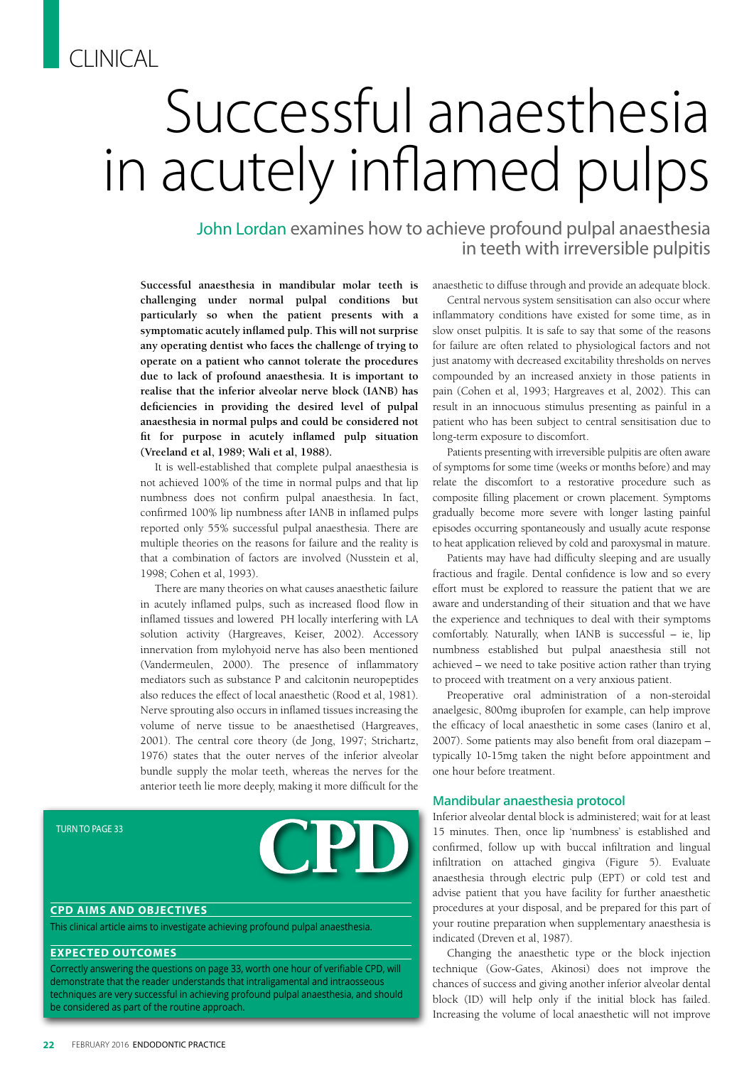CLINICAL

# Successful anaesthesia in acutely inflamed pulps

## John Lordan examines how to achieve profound pulpal anaesthesia in teeth with irreversible pulpitis

**Successful anaesthesia in mandibular molar teeth is challenging under normal pulpal conditions but particularly so when the patient presents with a symptomatic acutely inflamed pulp. This will not surprise any operating dentist who faces the challenge of trying to operate on a patient who cannot tolerate the procedures due to lack of profound anaesthesia. It is important to realise that the inferior alveolar nerve block (IANB) has deficiencies in providing the desired level of pulpal anaesthesia in normal pulps and could be considered not fit for purpose in acutely inflamed pulp situation (Vreeland et al, 1989; Wali et al, 1988).**

It is well-established that complete pulpal anaesthesia is not achieved 100% of the time in normal pulps and that lip numbness does not confirm pulpal anaesthesia. In fact, confirmed 100% lip numbness after IANB in inflamed pulps reported only 55% successful pulpal anaesthesia. There are multiple theories on the reasons for failure and the reality is that a combination of factors are involved (Nusstein et al, 1998; Cohen et al, 1993).

There are many theories on what causes anaesthetic failure in acutely inflamed pulps, such as increased flood flow in inflamed tissues and lowered PH locally interfering with LA solution activity (Hargreaves, Keiser, 2002). Accessory innervation from mylohyoid nerve has also been mentioned (Vandermeulen, 2000). The presence of inflammatory mediators such as substance P and calcitonin neuropeptides also reduces the effect of local anaesthetic (Rood et al, 1981). Nerve sprouting also occurs in inflamed tissues increasing the volume of nerve tissue to be anaesthetised (Hargreaves, 2001). The central core theory (de Jong, 1997; Strichartz, 1976) states that the outer nerves of the inferior alveolar bundle supply the molar teeth, whereas the nerves for the anterior teeth lie more deeply, making it more difficult for the anaesthetic to diffuse through and provide an adequate block.

Central nervous system sensitisation can also occur where inflammatory conditions have existed for some time, as in slow onset pulpitis. It is safe to say that some of the reasons for failure are often related to physiological factors and not just anatomy with decreased excitability thresholds on nerves compounded by an increased anxiety in those patients in pain (Cohen et al, 1993; Hargreaves et al, 2002). This can result in an innocuous stimulus presenting as painful in a patient who has been subject to central sensitisation due to long-term exposure to discomfort.

Patients presenting with irreversible pulpitis are often aware of symptoms for some time (weeks or months before) and may relate the discomfort to a restorative procedure such as composite filling placement or crown placement. Symptoms gradually become more severe with longer lasting painful episodes occurring spontaneously and usually acute response to heat application relieved by cold and paroxysmal in mature.

Patients may have had difficulty sleeping and are usually fractious and fragile. Dental confidence is low and so every effort must be explored to reassure the patient that we are aware and understanding of their situation and that we have the experience and techniques to deal with their symptoms comfortably. Naturally, when IANB is successful – ie, lip numbness established but pulpal anaesthesia still not achieved – we need to take positive action rather than trying to proceed with treatment on a very anxious patient.

Preoperative oral administration of a non-steroidal anaelgesic, 800mg ibuprofen for example, can help improve the efficacy of local anaesthetic in some cases (Ianiro et al, 2007). Some patients may also benefit from oral diazepam – typically 10-15mg taken the night before appointment and one hour before treatment.

TURN TO PAGE 33

**CPD**

**CPD AIMS AND OBJECTIVES**

This clinical article aims to investigate achieving profound pulpal anaesthesia.

**EXPECTED OUTCOMES**

Correctly answering the questions on page 33, worth one hour of verifiable CPD, will demonstrate that the reader understands that intraligamental and intraosseous techniques are very successful in achieving profound pulpal anaesthesia, and should be considered as part of the routine approach.

### Mandibular anaesthesia protocol

Inferior alveolar dental block is administered; wait for at least 15 minutes. Then, once lip 'numbness' is established and confirmed, follow up with buccal infiltration and lingual infiltration on attached gingiva (Figure 5). Evaluate anaesthesia through electric pulp (EPT) or cold test and advise patient that you have facility for further anaesthetic procedures at your disposal, and be prepared for this part of your routine preparation when supplementary anaesthesia is indicated (Dreven et al, 1987).

Changing the anaesthetic type or the block injection technique (Gow-Gates, Akinosi) does not improve the chances of success and giving another inferior alveolar dental block (ID) will help only if the initial block has failed. Increasing the volume of local anaesthetic will not improve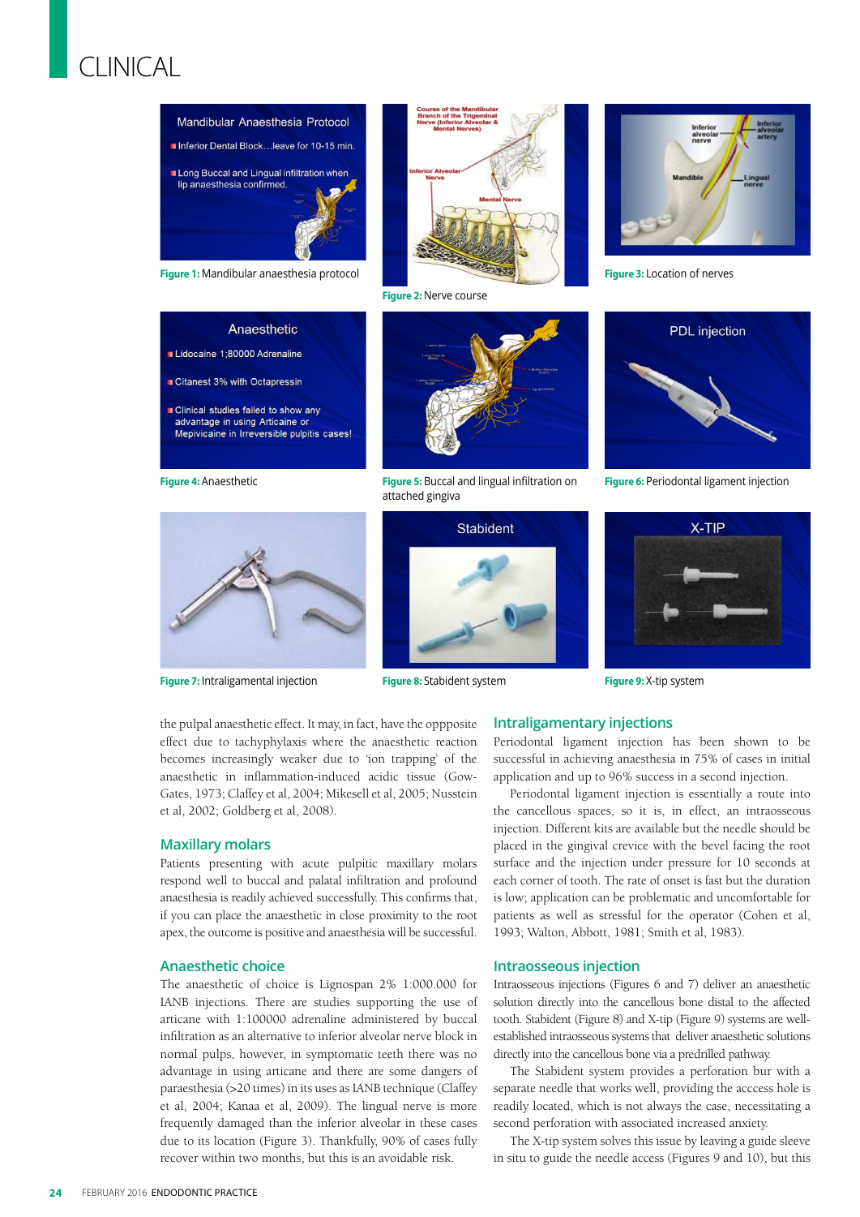Figure 1: Mandibular anaesthesia protocol

Figure 2: Nerve course

Figure 3: Location of nerves

Figure 4: Anaesthetic

Figure 5: Buccal and lingual infiltration on attached gingiva

Figure 6: Periodontal ligament injection

Figure 7: Intraligamental injection

Figure 8: Stabident system

Figure 9: X-tip system

the pulpal anaesthetic effect. It may, in fact, have the oppposite effect due to tachyphylaxis where the anaesthetic reaction becomes increasingly weaker due to 'ion trapping' of the anaesthetic in inflammation-induced acidic tissue (Gow-Gates, 1973; Claffey et al, 2004; Mikesell et al, 2005; Nusstein et al, 2002; Goldberg et al, 2008).

## Maxillary molars

Patients presenting with acute pulpitic maxillary molars respond well to buccal and palatal infiltration and profound anaesthesia is readily achieved successfully. This confirms that, if you can place the anaesthetic in close proximity to the root apex, the outcome is positive and anaesthesia will be successful.

## Anaesthetic choice

The anaesthetic of choice is Lignospan 2% 1:000.000 for IANB injections. There are studies supporting the use of articane with 1:100000 adrenaline administered by buccal infiltration as an alternative to inferior alveolar nerve block in normal pulps, however, in symptomatic teeth there was no advantage in using articane and there are some dangers of paraesthesia (>20 times) in its uses as IANB technique (Claffey et al, 2004; Kanaa et al, 2009). The lingual nerve is more frequently damaged than the inferior alveolar in these cases due to its location (Figure 3). Thankfully, 90% of cases fully recover within two months, but this is an avoidable risk.

## Intraligamentary injections

Periodontal ligament injection has been shown to be successful in achieving anaesthesia in 75% of cases in initial application and up to 96% success in a second injection.

Periodontal ligament injection is essentially a route into the cancellous spaces, so it is, in effect, an intraosseous injection. Different kits are available but the needle should be placed in the gingival crevice with the bevel facing the root surface and the injection under pressure for 10 seconds at each corner of tooth. The rate of onset is fast but the duration is low; application can be problematic and uncomfortable for patients as well as stressful for the operator (Cohen et al, 1993; Walton, Abbott, 1981; Smith et al, 1983).

## Intraosseous injection

Intraosseous injections (Figures 6 and 7) deliver an anaesthetic solution directly into the cancellous bone distal to the affected tooth. Stabident (Figure 8) and X-tip (Figure 9) systems are well-established intraosseous systems that deliver anaesthetic solutions directly into the cancellous bone via a predrilled pathway.

The Stabident system provides a perforation bur with a separate needle that works well, providing the acccess hole is readily located, which is not always the case, necessitating a second perforation with associated increased anxiety.

The X-tip system solves this issue by leaving a guide sleeve in situ to guide the needle access (Figures 9 and 10), but this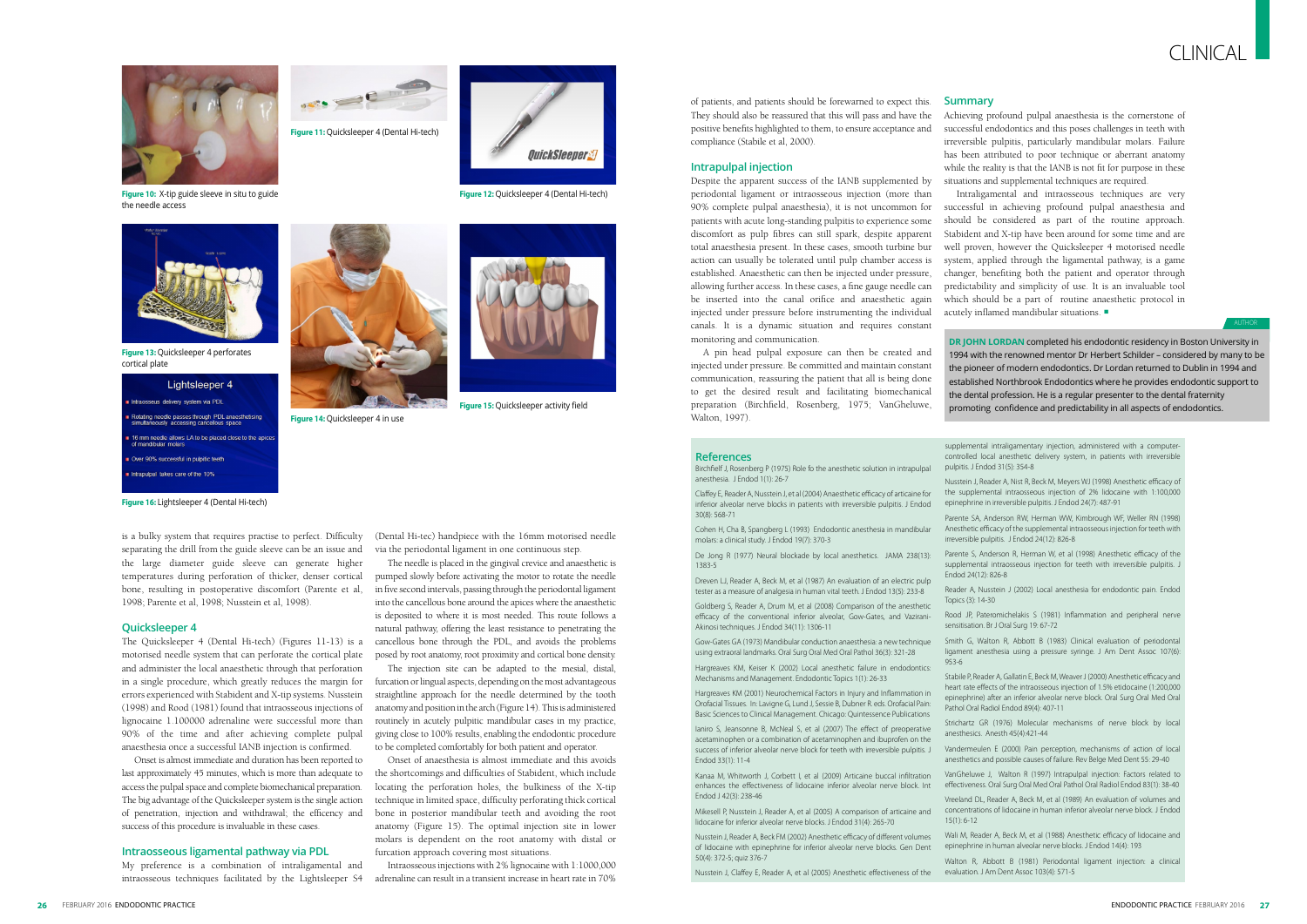Figure 10: X-tip guide sleeve in situ to guide the needle access

Figure 11: Quicksleeper 4 (Dental Hi-tech)

Figure 12: Quicksleeper 4 (Dental Hi-tech)

Figure 13: Quicksleeper 4 perforates cortical plate

Figure 14: Quicksleeper 4 in use

Figure 15: Quicksleeper activity field

Lightsleeper 4

- Intraosseus delivery system via PDL
- Rotating needle passes through PDL anaesthetising simultaneously accessing cancellous space
- 16 mm needle allows LA to be placed close to the apices of mandibular molars
- Over 90% successful in pulpitic teeth
- Intrapulpal takes care of the 10%

Figure 16: Lightsleeper 4 (Dental Hi-tech)

is a bulky system that requires practise to perfect. Difficulty separating the drill from the guide sleeve can be an issue and the large diameter guide sleeve can generate higher temperatures during perforation of thicker, denser cortical bone, resulting in postoperative discomfort (Parente et al, 1998; Parente et al, 1998; Nusstein et al, 1998).

### Quicksleeper 4

The Quicksleeper 4 (Dental Hi-tech) (Figures 11-13) is a motorised needle system that can perforate the cortical plate and administer the local anaesthetic through that perforation in a single procedure, which greatly reduces the margin for errors experienced with Stabident and X-tip systems. Nusstein (1998) and Rood (1981) found that intraosseous injections of lignocaine 1:100000 adrenaline were successful more than 90% of the time and after achieving complete pulpal anaesthesia once a successful IANB injection is confirmed.

Onset is almost immediate and duration has been reported to last approximately 45 minutes, which is more than adequate to access the pulpal space and complete biomechanical preparation. The big advantage of the Quicksleeper system is the single action of penetration, injection and withdrawal; the efficacy and success of this procedure is invaluable in these cases.

### Intraosseous ligamental pathway via PDL

My preference is a combination of intraligamental and intraosseous techniques facilitated by the Lightsleeper S4 (Dental Hi-tec) handpiece with the 16mm motorised needle via the periodontal ligament in one continuous step.

The needle is placed in the gingival crevice and anaesthetic is pumped slowly before activating the motor to rotate the needle in five second intervals, passing through the periodontal ligament into the cancellous bone around the apices where the anaesthetic is deposited to where it is most needed. This route follows a natural pathway, offering the least resistance to penetrating the cancellous bone through the PDL, and avoids the problems posed by root anatomy, root proximity and cortical bone density.

The injection site can be adapted to the mesial, distal, furcation or lingual aspects, depending on the most advantageous straightline approach for the needle determined by the tooth anatomy and position in the arch (Figure 14). This is administered routinely in acutely pulpitic mandibular cases in my practice, giving close to 100% results, enabling the endodontic procedure to be completed comfortably for both patient and operator.

Onset of anaesthesia is almost immediate and this avoids the shortcomings and difficulties of Stabident, which include locating the perforation holes, the bulkiness of the X-tip technique in limited space, difficulty perforating thick cortical bone in posterior mandibular teeth and avoiding the root anatomy (Figure 15). The optimal injection site in lower molars is dependent on the root anatomy with distal or furcation approach covering most situations.

Intraosseous injections with 2% lignocaine with 1:1000,000 adrenaline can result in a transient increase in heart rate in 70% of patients, and patients should be forewarned to expect this. They should also be reassured that this will pass and have the positive benefits highlighted to them, to ensure acceptance and compliance (Stabile et al, 2000).

### Intrapulpal injection

Despite the apparent success of the IANB supplemented by periodontal ligament or intraosseous injection (more than 90% complete pulpal anaesthesia), it is not uncommon for patients with acute long-standing pulpitis to experience some discomfort as pulp fibres can still spark, despite apparent total anaesthesia present. In these cases, smooth turbine bur action can usually be tolerated until pulp chamber access is established. Anaesthetic can then be injected under pressure, allowing further access. In these cases, a fine gauge needle can be inserted into the canal orifice and anaesthetic again injected under pressure before instrumenting the individual canals. It is a dynamic situation and requires constant monitoring and communication.

A pin head pulpal exposure can then be created and injected under pressure. Be committed and maintain constant communication, reassuring the patient that all is being done to get the desired result and facilitating biomechanical preparation (Birchfield, Rosenberg, 1975; VanGheluwe, Walton, 1997).

### Summary

Achieving profound pulpal anaesthesia is the cornerstone of successful endodontics and this poses challenges in teeth with irreversible pulpitis, particularly mandibular molars. Failure has been attributed to poor technique or aberrant anatomy while the reality is that the IANB is not fit for purpose in these situations and supplemental techniques are required.

Intraligamental and intraosseous techniques are very successful in achieving profound pulpal anaesthesia and should be considered as part of the routine approach. Stabident and X-tip have been around for some time and are well proven, however the Quicksleeper 4 motorised needle system, applied through the ligamental pathway, is a game changer, benefiting both the patient and operator through predictability and simplicity of use. It is an invaluable tool which should be a part of routine anaesthetic protocol in acutely inflamed mandibular situations. ■

AUTHOR

**DR JOHN LORDAN** completed his endodontic residency in Boston University in 1994 with the renowned mentor Dr Herbert Schilder – considered by many to be the pioneer of modern endodontics. Dr Lordan returned to Dublin in 1994 and established Northbrook Endodontics where he provides endodontic support to the dental profession. He is a regular presenter to the dental fraternity promoting confidence and predictability in all aspects of endodontics.

### References

Birchfield J, Rosenberg P (1975) Role fo the anesthetic solution in intrapulpal anesthesia. J Endod 1(1): 26-7

Claffey E, Reader A, Nusstein J, et al (2004) Anaesthetic efficacy of articaine for inferior alveolar nerve blocks in patients with irreversible pulpitis. J Endod 30(8): 568-71

Cohen H, Cha B, Spangberg L (1993) Endodontic anesthesia in mandibular molars: a clinical study. J Endod 19(7): 370-3

De Jong R (1977) Neural blockade by local anesthetics. JAMA 238(13): 1383-5

Dreven LJ, Reader A, Beck M, et al (1987) An evaluation of an electric pulp tester as a measure of analgesia in human vital teeth. J Endod 13(5): 233-8

Goldberg S, Reader A, Drum M, et al (2008) Comparison of the anesthetic efficacy of the conventional inferior alveolar, Gow-Gates, and Vazirani-Akinosi techniques. J Endod 34(11): 1306-11

Gow-Gates GA (1973) Mandibular conduction anaesthesia: a new technique using extraoral landmarks. Oral Surg Oral Med Oral Pathol 36(3): 321-28

Hargreaves KM, Keiser K (2002) Local anesthetic failure in endodontics: Mechanisms and Management. Endodontic Topics 1(1): 26-33

Hargreaves KM (2001) Neurochemical Factors in Injury and Inflammation in Orofacial Tissues. In: Lavigne G, Lund J, Sessie B, Dubner R. eds. Orofacial Pain: Basic Sciences to Clinical Management. Chicago: Quintessence Publications

Ianiro S, Jeansonne B, McNeal S, et al (2007) The effect of preoperative acetaminophen or a combination of acetaminophen and ibuprofen on the success of inferior alveolar nerve block for teeth with irreversible pulpitis. J Endod 33(1): 11-4

Kanaa M, Whitworth J, Corbett I, et al (2009) Articane buccal infiltration enhances the effectiveness of lidocaine inferior alveolar nerve block. Int Endod J 42(3): 238-46

Mikesell P, Nusstein J, Reader A, et al (2005) A comparison of articaine and lidocaine for inferior alveolar nerve blocks. J Endod 31(4): 265-70

Nusstein J, Reader A, Beck FM (2002) Anesthetic efficacy of different volumes of lidocaine with epinephrine for inferior alveolar nerve blocks. Gen Dent 50(4): 372-5; quiz 376-7

Nusstein J, Claffey E, Reader A, et al (2005) Anesthetic effectiveness of the supplemental intraligamentary injection, administered with a computer-controlled local anesthetic delivery system, in patients with irreversible pulpitis. J Endod 31(5): 354-8

Nusstein J, Reader A, Nist R, Beck M, Meyers WJ (1998) Anesthetic efficacy of the supplemental intraosseous injection of 2% lidocaine with 1:100,000 epinephrine in irreversible pulpitis. J Endod 24(7): 487-91

Parente SA, Anderson RW, Herman WW, Kimbrough WF, Weller RN (1998) Anesthetic efficacy of the supplemental intraosseous injection for teeth with irreversible pulpitis. J Endod 24(12): 826-8

Parente S, Anderson R, Herman W, et al (1998) Anesthetic efficacy of the supplemental intraosseous injection for teeth with irreversible pulpitis. J Endod 24(12): 826-8

Reader A, Nusstein J (2002) Local anesthesia for endodontic pain. Endod Topics (3): 14-30

Rood JP, Pateromichelakis S (1981) Inflammation and peripheral nerve sensitisation. Br J Oral Surg 19: 67-72

Smith G, Walton R, Abbott B (1983) Clinical evaluation of periodontal ligament anesthesia using a pressure syringe. J Am Dent Assoc 107(6): 953-6

Stabile P, Reader A, Gallatin E, Beck M, Weaver J (2000) Anesthetic efficacy and heart rate effects of the intraosseous injection of 1.5% etidocaine (1:200,000 epinephrine) after an inferior alveolar nerve block. Oral Surg Oral Med Oral Pathol Oral Radiol Endod 89(4): 407-11

Strichartz GR (1976) Molecular mechanisms of nerve block by local anesthetics. Anesth 45(4):421-44

Vandermeulen E (2000) Pain perception, mechanisms of action of local anesthetics and possible causes of failure. Rev Belge Med Dent 55: 29-40

VanGheluwe J, Walton R (1997) Intrapulpal injection: Factors related to effectiveness. Oral Surg Oral Med Oral Pathol Oral Radiol Endod 83(1): 38-40

Vreeland DL, Reader A, Beck M, et al (1989) An evaluation of volumes and concentrations of lidocaine in human inferior alveolar nerve block. J Endod 15(1): 6-12

Wali M, Reader A, Beck M, et al (1988) Anesthetic efficacy of lidocaine and epinephrine in human inferior alveolar nerve blocks. J Endod 14(4): 193

Walton R, Abbott B (1981) Periodontal ligament injection: a clinical evaluation. J Am Dent Assoc 103(4): 571-5